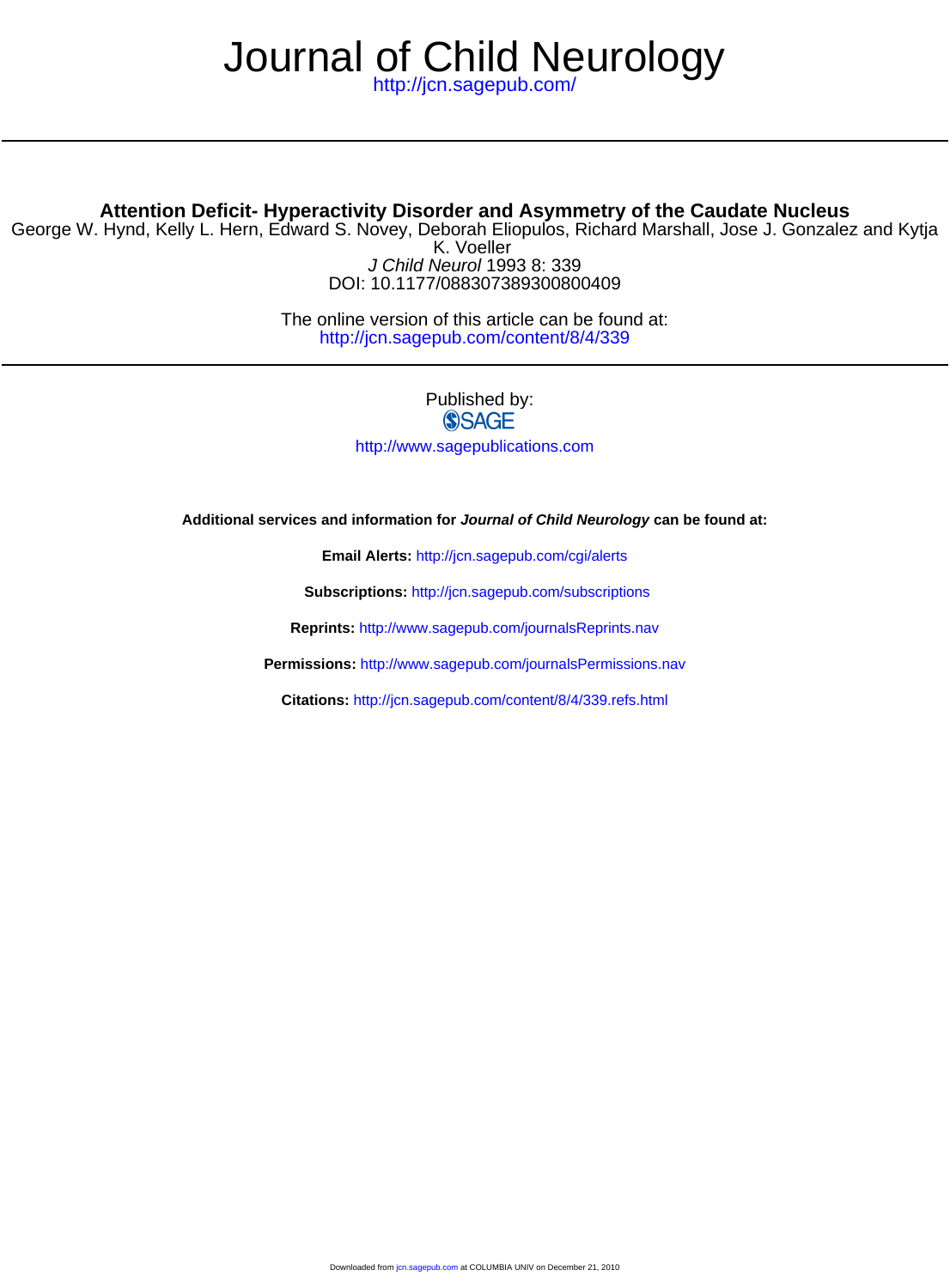# Journal of Child Neurology

http://jcn.sagepub.com/

## Attention Deficit- Hyperactivity Disorder and Asymmetry of the Caudate Nucleus

George W. Hynd, Kelly L. Hern, Edward S. Novey, Deborah Eliopulos, Richard Marshall, Jose J. Gonzalez and Kytja K. Voeller

*J Child Neurol* 1993 8: 339

DOI: 10.1177/088307389300800409

The online version of this article can be found at:
http://jcn.sagepub.com/content/8/4/339

Published by:

SAGE

http://www.sagepublications.com

**Additional services and information for *Journal of Child Neurology* can be found at:**

**Email Alerts:** http://jcn.sagepub.com/cgi/alerts

**Subscriptions:** http://jcn.sagepub.com/subscriptions

**Reprints:** http://www.sagepub.com/journalsReprints.nav

**Permissions:** http://www.sagepub.com/journalsPermissions.nav

**Citations:** http://jcn.sagepub.com/content/8/4/339.refs.html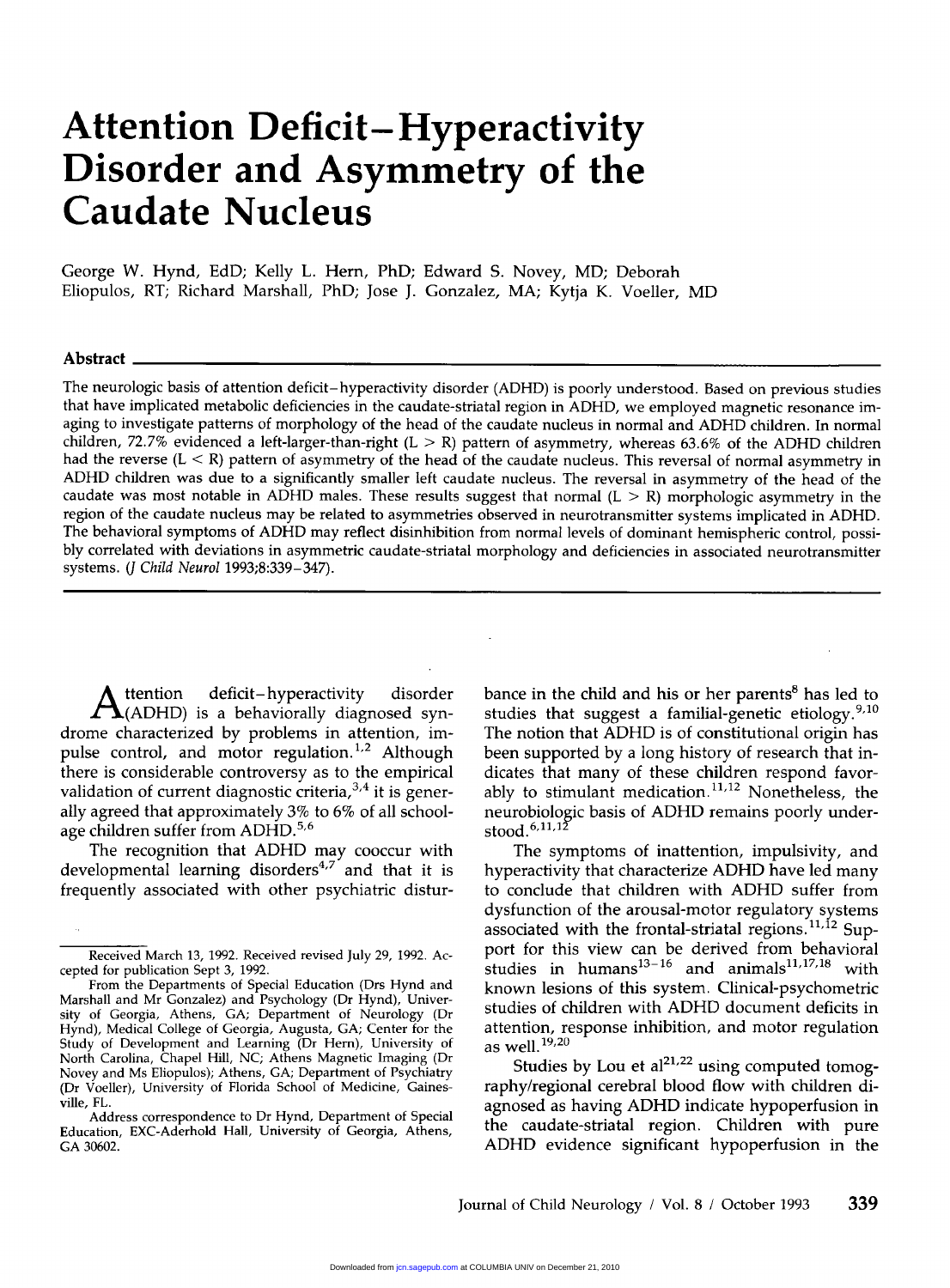# Attention Deficit–Hyperactivity Disorder and Asymmetry of the Caudate Nucleus

George W. Hynd, EdD; Kelly L. Hern, PhD; Edward S. Novey, MD; Deborah Eliopulos, RT; Richard Marshall, PhD; Jose J. Gonzalez, MA; Kytja K. Voeller, MD

## Abstract

The neurologic basis of attention deficit–hyperactivity disorder (ADHD) is poorly understood. Based on previous studies that have implicated metabolic deficiencies in the caudate-striatal region in ADHD, we employed magnetic resonance imaging to investigate patterns of morphology of the head of the caudate nucleus in normal and ADHD children. In normal children, 72.7% evidenced a left-larger-than-right (L > R) pattern of asymmetry, whereas 63.6% of the ADHD children had the reverse (L < R) pattern of asymmetry of the head of the caudate nucleus. This reversal of normal asymmetry in ADHD children was due to a significantly smaller left caudate nucleus. The reversal in asymmetry of the head of the caudate was most notable in ADHD males. These results suggest that normal (L > R) morphologic asymmetry in the region of the caudate nucleus may be related to asymmetries observed in neurotransmitter systems implicated in ADHD. The behavioral symptoms of ADHD may reflect disinhibition from normal levels of dominant hemispheric control, possibly correlated with deviations in asymmetric caudate-striatal morphology and deficiencies in associated neurotransmitter systems. (*J Child Neurol* 1993;8:339–347).

Attention deficit–hyperactivity disorder (ADHD) is a behaviorally diagnosed syndrome characterized by problems in attention, impulse control, and motor regulation.[1,2] Although there is considerable controversy as to the empirical validation of current diagnostic criteria,[3,4] it is generally agreed that approximately 3% to 6% of all school-age children suffer from ADHD.[5,6]

The recognition that ADHD may cooccur with developmental learning disorders[4,7] and that it is frequently associated with other psychiatric disturbance in the child and his or her parents[8] has led to studies that suggest a familial-genetic etiology.[9,10] The notion that ADHD is of constitutional origin has been supported by a long history of research that indicates that many of these children respond favorably to stimulant medication.[11,12] Nonetheless, the neurobiologic basis of ADHD remains poorly understood.[6,11,12]

The symptoms of inattention, impulsivity, and hyperactivity that characterize ADHD have led many to conclude that children with ADHD suffer from dysfunction of the arousal-motor regulatory systems associated with the frontal-striatal regions.[11,12] Support for this view can be derived from behavioral studies in humans[13–16] and animals[11,17,18] with known lesions of this system. Clinical-psychometric studies of children with ADHD document deficits in attention, response inhibition, and motor regulation as well.[19,20]

Studies by Lou et al[21,22] using computed tomography/regional cerebral blood flow with children diagnosed as having ADHD indicate hypoperfusion in the caudate-striatal region. Children with pure ADHD evidence significant hypoperfusion in the

---

Received March 13, 1992. Received revised July 29, 1992. Accepted for publication Sept 3, 1992.

From the Departments of Special Education (Drs Hynd and Marshall and Mr Gonzalez) and Psychology (Dr Hynd), University of Georgia, Athens, GA; Department of Neurology (Dr Hynd), Medical College of Georgia, Augusta, GA; Center for the Study of Development and Learning (Dr Hern), University of North Carolina, Chapel Hill, NC; Athens Magnetic Imaging (Dr Novey and Ms Eliopulos); Athens, GA; Department of Psychiatry (Dr Voeller), University of Florida School of Medicine, Gainesville, FL.

Address correspondence to Dr Hynd, Department of Special Education, EXC-Aderhold Hall, University of Georgia, Athens, GA 30602.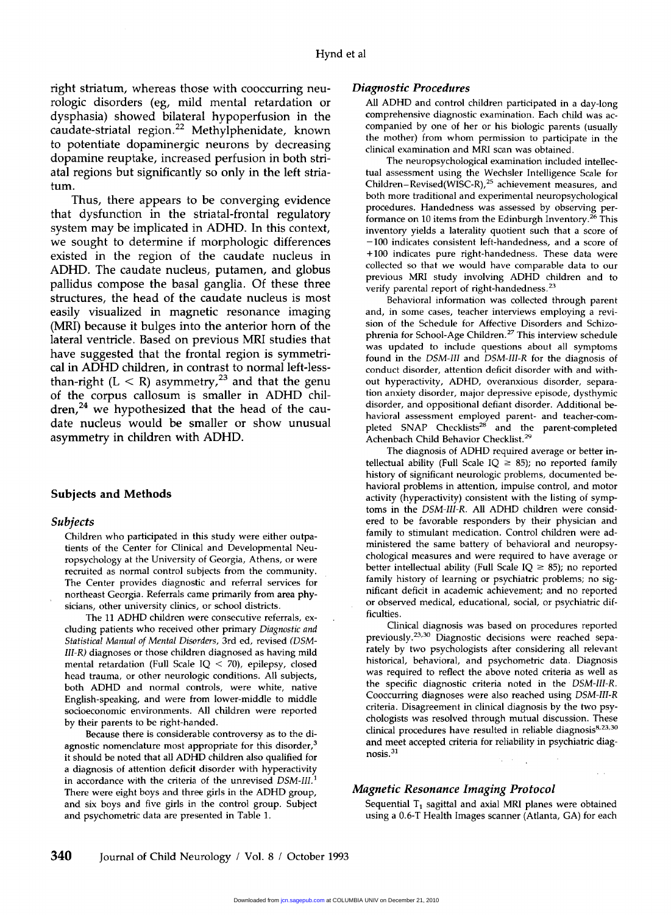right striatum, whereas those with cooccurring neurologic disorders (eg, mild mental retardation or dysphasia) showed bilateral hypoperfusion in the caudate-striatal region.[22] Methylphenidate, known to potentiate dopaminergic neurons by decreasing dopamine reuptake, increased perfusion in both striatal regions but significantly so only in the left striatum.

Thus, there appears to be converging evidence that dysfunction in the striatal-frontal regulatory system may be implicated in ADHD. In this context, we sought to determine if morphologic differences existed in the region of the caudate nucleus in ADHD. The caudate nucleus, putamen, and globus pallidus compose the basal ganglia. Of these three structures, the head of the caudate nucleus is most easily visualized in magnetic resonance imaging (MRI) because it bulges into the anterior horn of the lateral ventricle. Based on previous MRI studies that have suggested that the frontal region is symmetrical in ADHD children, in contrast to normal left-less-than-right (L < R) asymmetry,[23] and that the genu of the corpus callosum is smaller in ADHD children,[24] we hypothesized that the head of the caudate nucleus would be smaller or show unusual asymmetry in children with ADHD.

## Subjects and Methods

### Subjects

Children who participated in this study were either outpatients of the Center for Clinical and Developmental Neuropsychology at the University of Georgia, Athens, or were recruited as normal control subjects from the community. The Center provides diagnostic and referral services for northeast Georgia. Referrals came primarily from area physicians, other university clinics, or school districts.

The 11 ADHD children were consecutive referrals, excluding patients who received other primary *Diagnostic and Statistical Manual of Mental Disorders*, 3rd ed, revised (*DSM-III-R*) diagnoses or those children diagnosed as having mild mental retardation (Full Scale IQ < 70), epilepsy, closed head trauma, or other neurologic conditions. All subjects, both ADHD and normal controls, were white, native English-speaking, and were from lower-middle to middle socioeconomic environments. All children were reported by their parents to be right-handed.

Because there is considerable controversy as to the diagnostic nomenclature most appropriate for this disorder,[3] it should be noted that all ADHD children also qualified for a diagnosis of attention deficit disorder with hyperactivity in accordance with the criteria of the unrevised *DSM-III*.[1] There were eight boys and three girls in the ADHD group, and six boys and five girls in the control group. Subject and psychometric data are presented in Table 1.

### Diagnostic Procedures

All ADHD and control children participated in a day-long comprehensive diagnostic examination. Each child was accompanied by one of her or his biologic parents (usually the mother) from whom permission to participate in the clinical examination and MRI scan was obtained.

The neuropsychological examination included intellectual assessment using the Wechsler Intelligence Scale for Children–Revised(WISC-R),[25] achievement measures, and both more traditional and experimental neuropsychological procedures. Handedness was assessed by observing performance on 10 items from the Edinburgh Inventory.[26] This inventory yields a laterality quotient such that a score of −100 indicates consistent left-handedness, and a score of +100 indicates pure right-handedness. These data were collected so that we would have comparable data to our previous MRI study involving ADHD children and to verify parental report of right-handedness.[23]

Behavioral information was collected through parent and, in some cases, teacher interviews employing a revision of the Schedule for Affective Disorders and Schizophrenia for School-Age Children.[27] This interview schedule was updated to include questions about all symptoms found in the *DSM-III* and *DSM-III-R* for the diagnosis of conduct disorder, attention deficit disorder with and without hyperactivity, ADHD, overanxious disorder, separation anxiety disorder, major depressive episode, dysthymic disorder, and oppositional defiant disorder. Additional behavioral assessment employed parent- and teacher-completed SNAP Checklists[28] and the parent-completed Achenbach Child Behavior Checklist.[29]

The diagnosis of ADHD required average or better intellectual ability (Full Scale IQ ≥ 85); no reported family history of significant neurologic problems, documented behavioral problems in attention, impulse control, and motor activity (hyperactivity) consistent with the listing of symptoms in the *DSM-III-R*. All ADHD children were considered to be favorable responders by their physician and family to stimulant medication. Control children were administered the same battery of behavioral and neuropsychological measures and were required to have average or better intellectual ability (Full Scale IQ ≥ 85); no reported family history of learning or psychiatric problems; no significant deficit in academic achievement; and no reported or observed medical, educational, social, or psychiatric difficulties.

Clinical diagnosis was based on procedures reported previously.[23,30] Diagnostic decisions were reached separately by two psychologists after considering all relevant historical, behavioral, and psychometric data. Diagnosis was required to reflect the above noted criteria as well as the specific diagnostic criteria noted in the *DSM-III-R*. Cooccurring diagnoses were also reached using *DSM-III-R* criteria. Disagreement in clinical diagnosis by the two psychologists was resolved through mutual discussion. These clinical procedures have resulted in reliable diagnosis[8,23,30] and meet accepted criteria for reliability in psychiatric diagnosis.[31]

### Magnetic Resonance Imaging Protocol

Sequential $T_1$ sagittal and axial MRI planes were obtained using a 0.6-T Health Images scanner (Atlanta, GA) for each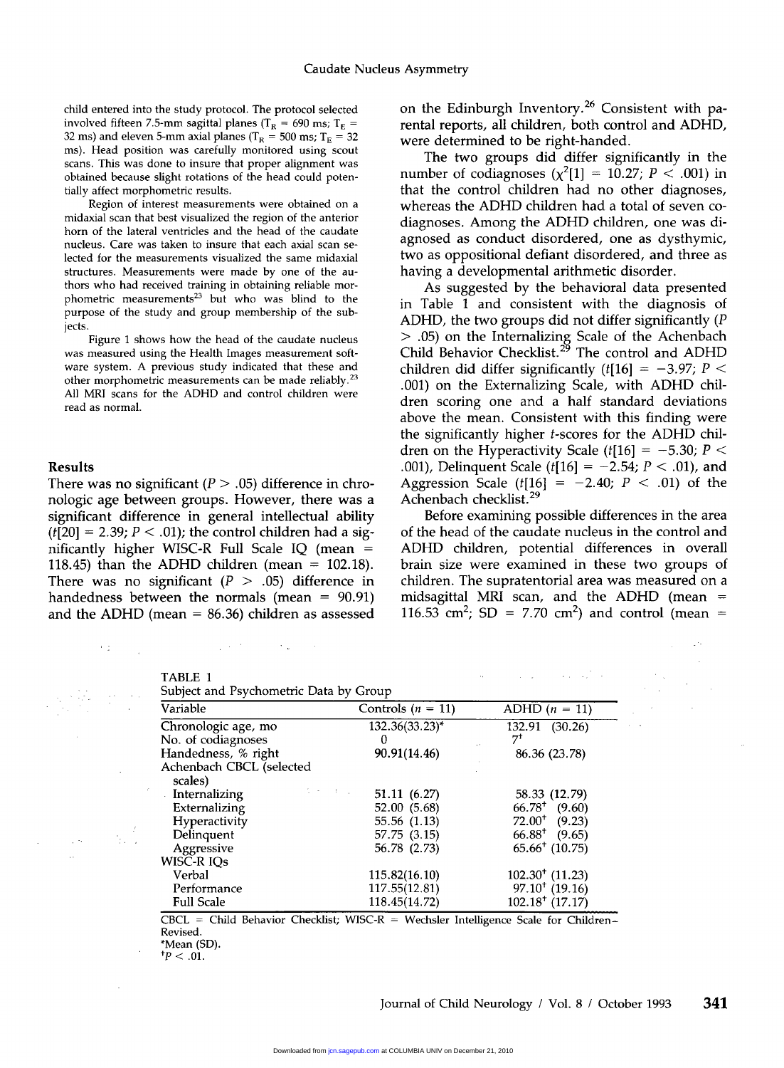child entered into the study protocol. The protocol selected involved fifteen 7.5-mm sagittal planes ($T_R$ = 690 ms; $T_E$ = 32 ms) and eleven 5-mm axial planes ($T_R$ = 500 ms; $T_E$ = 32 ms). Head position was carefully monitored using scout scans. This was done to insure that proper alignment was obtained because slight rotations of the head could potentially affect morphometric results.

Region of interest measurements were obtained on a midaxial scan that best visualized the region of the anterior horn of the lateral ventricles and the head of the caudate nucleus. Care was taken to insure that each axial scan selected for the measurements visualized the same midaxial structures. Measurements were made by one of the authors who had received training in obtaining reliable morphometric measurements[23] but who was blind to the purpose of the study and group membership of the subjects.

Figure 1 shows how the head of the caudate nucleus was measured using the Health Images measurement software system. A previous study indicated that these and other morphometric measurements can be made reliably.[23] All MRI scans for the ADHD and control children were read as normal.

## Results

There was no significant ($P > .05$) difference in chronologic age between groups. However, there was a significant difference in general intellectual ability ($t[20] = 2.39$; $P < .01$); the control children had a significantly higher WISC-R Full Scale IQ (mean = 118.45) than the ADHD children (mean = 102.18). There was no significant ($P > .05$) difference in handedness between the normals (mean = 90.91) and the ADHD (mean = 86.36) children as assessed on the Edinburgh Inventory.[26] Consistent with parental reports, all children, both control and ADHD, were determined to be right-handed.

The two groups did differ significantly in the number of codiagnoses ($\chi^2[1] = 10.27$; $P < .001$) in that the control children had no other diagnoses, whereas the ADHD children had a total of seven codiagnoses. Among the ADHD children, one was diagnosed as conduct disordered, one as dysthymic, two as oppositional defiant disordered, and three as having a developmental arithmetic disorder.

As suggested by the behavioral data presented in Table 1 and consistent with the diagnosis of ADHD, the two groups did not differ significantly ($P > .05$) on the Internalizing Scale of the Achenbach Child Behavior Checklist.[29] The control and ADHD children did differ significantly ($t[16] = -3.97$; $P < .001$) on the Externalizing Scale, with ADHD children scoring one and a half standard deviations above the mean. Consistent with this finding were the significantly higher $t$-scores for the ADHD children on the Hyperactivity Scale ($t[16] = -5.30$; $P < .001$), Delinquent Scale ($t[16] = -2.54$; $P < .01$), and Aggression Scale ($t[16] = -2.40$; $P < .01$) of the Achenbach checklist.[29]

Before examining possible differences in the area of the head of the caudate nucleus in the control and ADHD children, potential differences in overall brain size were examined in these two groups of children. The supratentorial area was measured on a midsagittal MRI scan, and the ADHD (mean = 116.53 $cm^2$; SD = 7.70 $cm^2$) and control (mean =

TABLE 1
Subject and Psychometric Data by Group

| Variable | Controls ($n$ = 11) | ADHD ($n$ = 11) |
|---|---|---|
| Chronologic age, mo | 132.36(33.23)* | 132.91 (30.26) |
| No. of codiagnoses | 0 | 7† |
| Handedness, % right | 90.91(14.46) | 86.36 (23.78) |
| Achenbach CBCL (selected scales) | | |
| Internalizing | 51.11 (6.27) | 58.33 (12.79) |
| Externalizing | 52.00 (5.68) | 66.78† (9.60) |
| Hyperactivity | 55.56 (1.13) | 72.00† (9.23) |
| Delinquent | 57.75 (3.15) | 66.88† (9.65) |
| Aggressive | 56.78 (2.73) | 65.66† (10.75) |
| WISC-R IQs | | |
| Verbal | 115.82(16.10) | 102.30† (11.23) |
| Performance | 117.55(12.81) | 97.10† (19.16) |
| Full Scale | 118.45(14.72) | 102.18† (17.17) |

CBCL = Child Behavior Checklist; WISC-R = Wechsler Intelligence Scale for Children–Revised.
*Mean (SD).
†$P < .01$.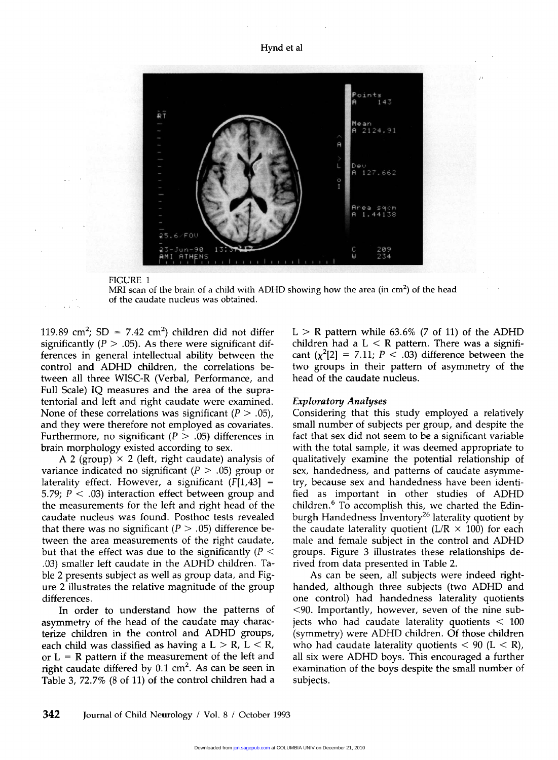FIGURE 1
MRI scan of the brain of a child with ADHD showing how the area (in cm$^2$) of the head of the caudate nucleus was obtained.

119.89 cm$^2$; SD = 7.42 cm$^2$) children did not differ significantly ($P > .05$). As there were significant differences in general intellectual ability between the control and ADHD children, the correlations between all three WISC-R (Verbal, Performance, and Full Scale) IQ measures and the area of the supratentorial and left and right caudate were examined. None of these correlations was significant ($P > .05$), and they were therefore not employed as covariates. Furthermore, no significant ($P > .05$) differences in brain morphology existed according to sex.

A 2 (group) × 2 (left, right caudate) analysis of variance indicated no significant ($P > .05$) group or laterality effect. However, a significant ($F[1,43] = 5.79$; $P < .03$) interaction effect between group and the measurements for the left and right head of the caudate nucleus was found. Posthoc tests revealed that there was no significant ($P > .05$) difference between the area measurements of the right caudate, but that the effect was due to the significantly ($P < .03$) smaller left caudate in the ADHD children. Table 2 presents subject as well as group data, and Figure 2 illustrates the relative magnitude of the group differences.

In order to understand how the patterns of asymmetry of the head of the caudate may characterize children in the control and ADHD groups, each child was classified as having a L > R, L < R, or L = R pattern if the measurement of the left and right caudate differed by 0.1 cm$^2$. As can be seen in Table 3, 72.7% (8 of 11) of the control children had a L > R pattern while 63.6% (7 of 11) of the ADHD children had a L < R pattern. There was a significant ($\chi^2[2] = 7.11$; $P < .03$) difference between the two groups in their pattern of asymmetry of the head of the caudate nucleus.

### *Exploratory Analyses*

Considering that this study employed a relatively small number of subjects per group, and despite the fact that sex did not seem to be a significant variable with the total sample, it was deemed appropriate to qualitatively examine the potential relationship of sex, handedness, and patterns of caudate asymmetry, because sex and handedness have been identified as important in other studies of ADHD children.[6] To accomplish this, we charted the Edinburgh Handedness Inventory[26] laterality quotient by the caudate laterality quotient (L/R × 100) for each male and female subject in the control and ADHD groups. Figure 3 illustrates these relationships derived from data presented in Table 2.

As can be seen, all subjects were indeed right-handed, although three subjects (two ADHD and one control) had handedness laterality quotients <90. Importantly, however, seven of the nine subjects who had caudate laterality quotients < 100 (symmetry) were ADHD children. Of those children who had caudate laterality quotients < 90 (L < R), all six were ADHD boys. This encouraged a further examination of the boys despite the small number of subjects.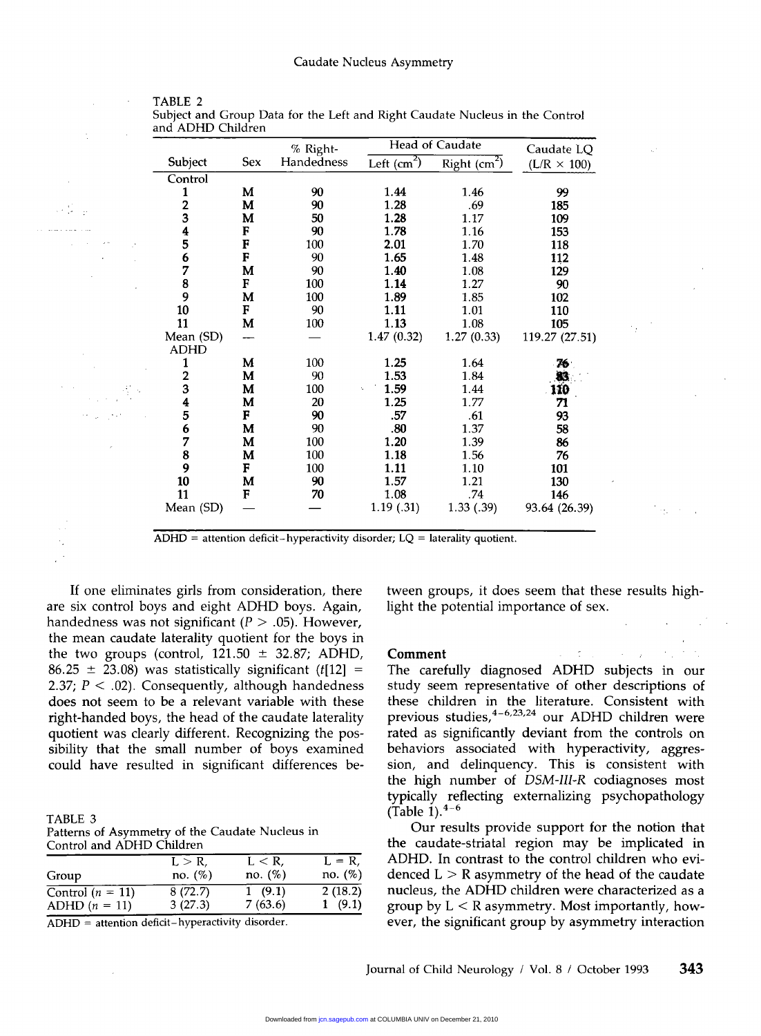TABLE 2
Subject and Group Data for the Left and Right Caudate Nucleus in the Control and ADHD Children

| Subject | Sex | % Right-Handedness | Head of Caudate | | Caudate LQ |
|---|---|---|---|---|---|
| | | | Left ($cm^2$) | Right ($cm^2$) | (L/R × 100) |
| Control | | | | | |
| 1 | M | 90 | 1.44 | 1.46 | 99 |
| 2 | M | 90 | 1.28 | .69 | 185 |
| 3 | M | 50 | 1.28 | 1.17 | 109 |
| 4 | F | 90 | 1.78 | 1.16 | 153 |
| 5 | F | 100 | 2.01 | 1.70 | 118 |
| 6 | F | 90 | 1.65 | 1.48 | 112 |
| 7 | M | 90 | 1.40 | 1.08 | 129 |
| 8 | F | 100 | 1.14 | 1.27 | 90 |
| 9 | M | 100 | 1.89 | 1.85 | 102 |
| 10 | F | 90 | 1.11 | 1.01 | 110 |
| 11 | M | 100 | 1.13 | 1.08 | 105 |
| Mean (SD) | — | — | 1.47 (0.32) | 1.27 (0.33) | 119.27 (27.51) |
| ADHD | | | | | |
| 1 | M | 100 | 1.25 | 1.64 | 76 |
| 2 | M | 90 | 1.53 | 1.84 | 83 |
| 3 | M | 100 | 1.59 | 1.44 | 110 |
| 4 | M | 20 | 1.25 | 1.77 | 71 |
| 5 | F | 90 | .57 | .61 | 93 |
| 6 | M | 90 | .80 | 1.37 | 58 |
| 7 | M | 100 | 1.20 | 1.39 | 86 |
| 8 | M | 100 | 1.18 | 1.56 | 76 |
| 9 | F | 100 | 1.11 | 1.10 | 101 |
| 10 | M | 90 | 1.57 | 1.21 | 130 |
| 11 | F | 70 | 1.08 | .74 | 146 |
| Mean (SD) | — | — | 1.19 (.31) | 1.33 (.39) | 93.64 (26.39) |

ADHD = attention deficit–hyperactivity disorder; LQ = laterality quotient.

If one eliminates girls from consideration, there are six control boys and eight ADHD boys. Again, handedness was not significant ($P > .05$). However, the mean caudate laterality quotient for the boys in the two groups (control, $121.50 \pm 32.87$; ADHD, $86.25 \pm 23.08$) was statistically significant ($t[12] = 2.37$; $P < .02$). Consequently, although handedness does not seem to be a relevant variable with these right-handed boys, the head of the caudate laterality quotient was clearly different. Recognizing the possibility that the small number of boys examined could have resulted in significant differences between groups, it does seem that these results highlight the potential importance of sex.

TABLE 3
Patterns of Asymmetry of the Caudate Nucleus in Control and ADHD Children

| Group | L > R, no. (%) | L < R, no. (%) | L = R, no. (%) |
|---|---|---|---|
| Control ($n$ = 11) | 8 (72.7) | 1 (9.1) | 2 (18.2) |
| ADHD ($n$ = 11) | 3 (27.3) | 7 (63.6) | 1 (9.1) |

ADHD = attention deficit–hyperactivity disorder.

## Comment

The carefully diagnosed ADHD subjects in our study seem representative of other descriptions of these children in the literature. Consistent with previous studies,[4-6,23,24] our ADHD children were rated as significantly deviant from the controls on behaviors associated with hyperactivity, aggression, and delinquency. This is consistent with the high number of *DSM-III-R* codiagnoses most typically reflecting externalizing psychopathology (Table 1).[4-6]

Our results provide support for the notion that the caudate-striatal region may be implicated in ADHD. In contrast to the control children who evidenced L > R asymmetry of the head of the caudate nucleus, the ADHD children were characterized as a group by L < R asymmetry. Most importantly, however, the significant group by asymmetry interaction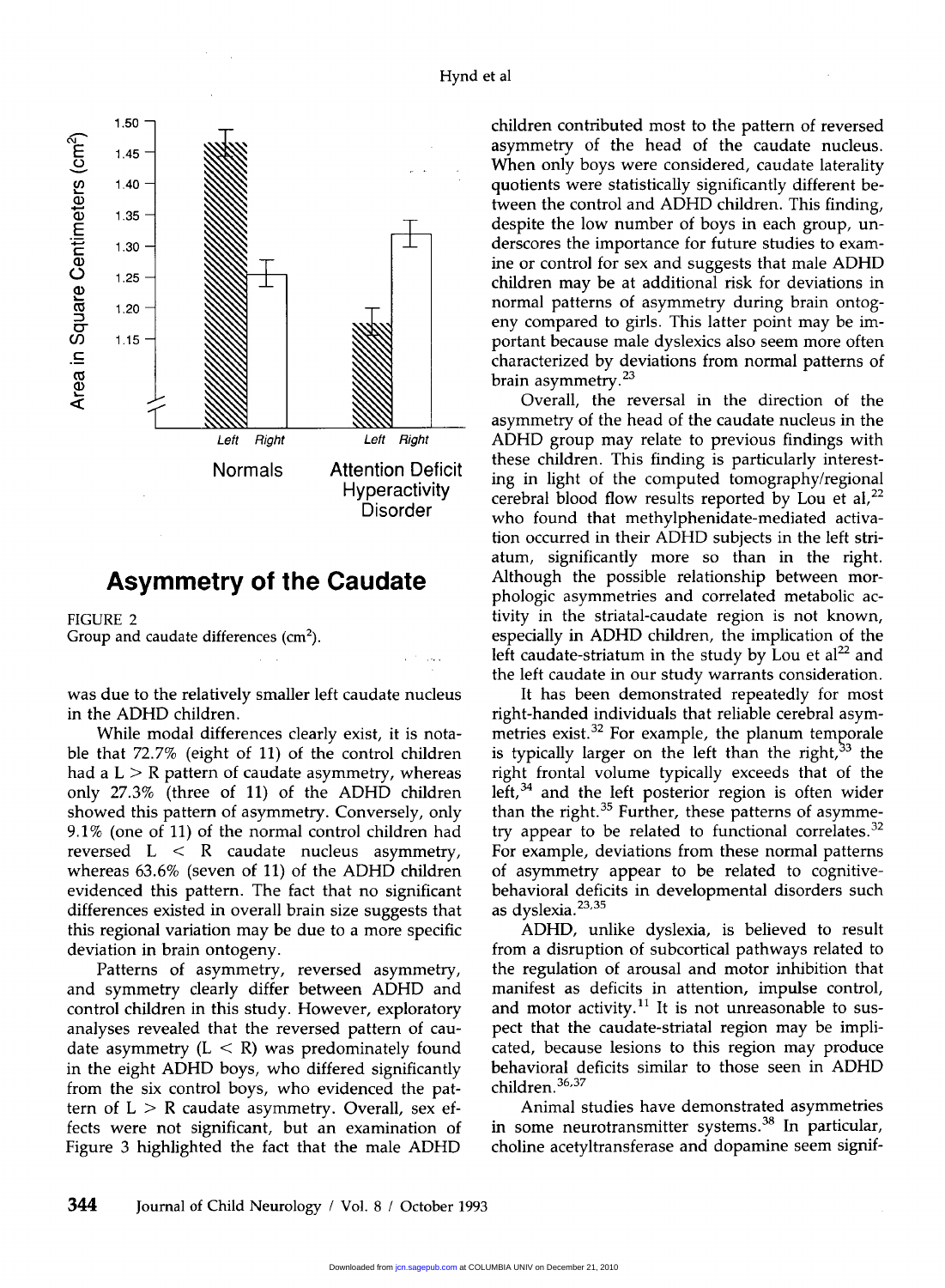Area in Square Centimeters (cm²)

1.50
1.45
1.40
1.35
1.30
1.25
1.20
1.15

Left Right
Normals

Left Right
Attention Deficit Hyperactivity Disorder

**Asymmetry of the Caudate**

FIGURE 2
Group and caudate differences (cm²).

was due to the relatively smaller left caudate nucleus in the ADHD children.

While modal differences clearly exist, it is notable that 72.7% (eight of 11) of the control children had a L > R pattern of caudate asymmetry, whereas only 27.3% (three of 11) of the ADHD children showed this pattern of asymmetry. Conversely, only 9.1% (one of 11) of the normal control children had reversed L < R caudate nucleus asymmetry, whereas 63.6% (seven of 11) of the ADHD children evidenced this pattern. The fact that no significant differences existed in overall brain size suggests that this regional variation may be due to a more specific deviation in brain ontogeny.

Patterns of asymmetry, reversed asymmetry, and symmetry clearly differ between ADHD and control children in this study. However, exploratory analyses revealed that the reversed pattern of caudate asymmetry (L < R) was predominately found in the eight ADHD boys, who differed significantly from the six control boys, who evidenced the pattern of L > R caudate asymmetry. Overall, sex effects were not significant, but an examination of Figure 3 highlighted the fact that the male ADHD children contributed most to the pattern of reversed asymmetry of the head of the caudate nucleus. When only boys were considered, caudate laterality quotients were statistically significantly different between the control and ADHD children. This finding, despite the low number of boys in each group, underscores the importance for future studies to examine or control for sex and suggests that male ADHD children may be at additional risk for deviations in normal patterns of asymmetry during brain ontogeny compared to girls. This latter point may be important because male dyslexics also seem more often characterized by deviations from normal patterns of brain asymmetry.[23]

Overall, the reversal in the direction of the asymmetry of the head of the caudate nucleus in the ADHD group may relate to previous findings with these children. This finding is particularly interesting in light of the computed tomography/regional cerebral blood flow results reported by Lou et al,[22] who found that methylphenidate-mediated activation occurred in their ADHD subjects in the left striatum, significantly more so than in the right. Although the possible relationship between morphologic asymmetries and correlated metabolic activity in the striatal-caudate region is not known, especially in ADHD children, the implication of the left caudate-striatum in the study by Lou et al[22] and the left caudate in our study warrants consideration.

It has been demonstrated repeatedly for most right-handed individuals that reliable cerebral asymmetries exist.[32] For example, the planum temporale is typically larger on the left than the right,[33] the right frontal volume typically exceeds that of the left,[34] and the left posterior region is often wider than the right.[35] Further, these patterns of asymmetry appear to be related to functional correlates.[32] For example, deviations from these normal patterns of asymmetry appear to be related to cognitive-behavioral deficits in developmental disorders such as dyslexia.[23,35]

ADHD, unlike dyslexia, is believed to result from a disruption of subcortical pathways related to the regulation of arousal and motor inhibition that manifest as deficits in attention, impulse control, and motor activity.[11] It is not unreasonable to suspect that the caudate-striatal region may be implicated, because lesions to this region may produce behavioral deficits similar to those seen in ADHD children.[36,37]

Animal studies have demonstrated asymmetries in some neurotransmitter systems.[38] In particular, choline acetyltransferase and dopamine seem signif-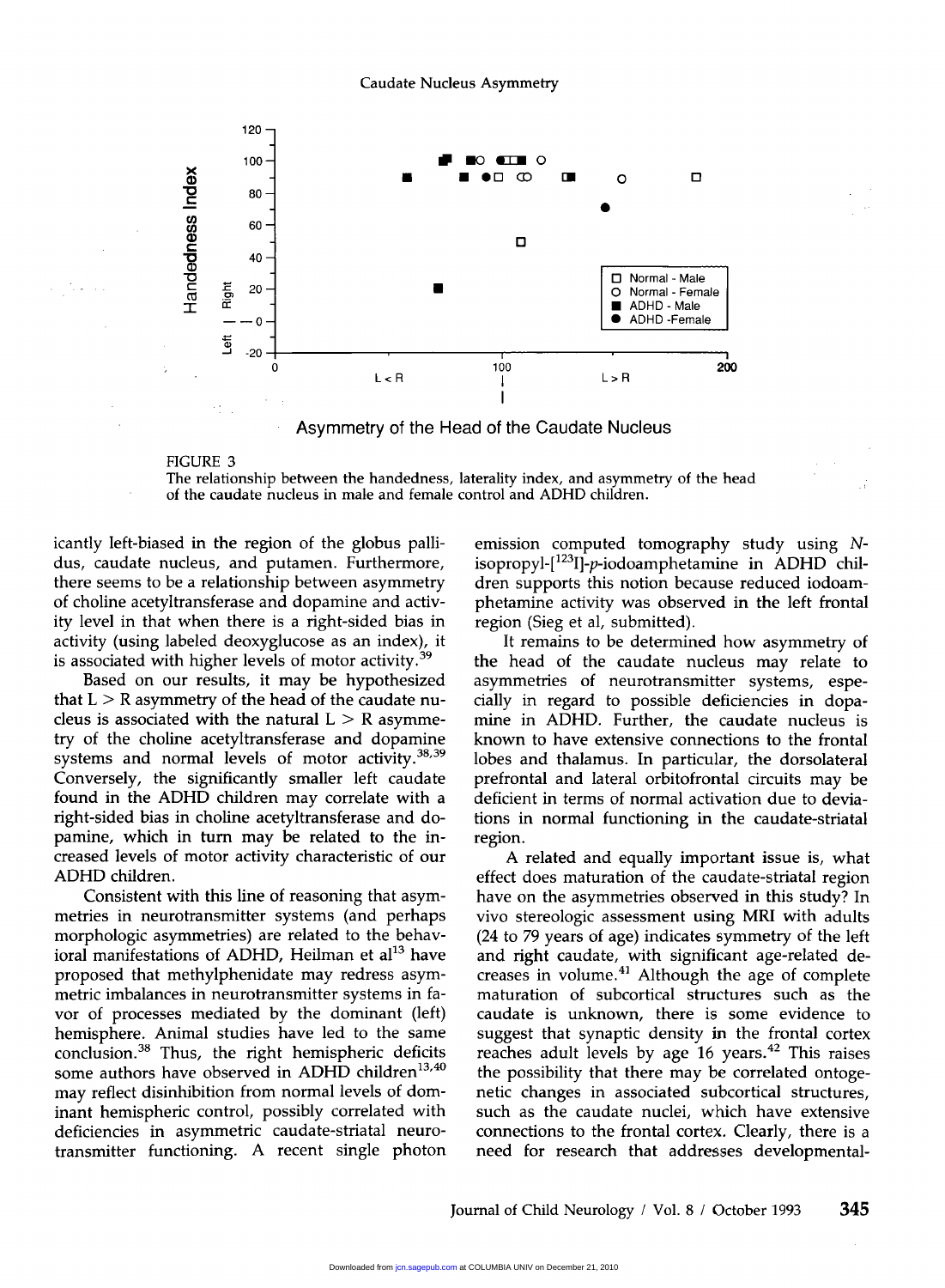FIGURE 3
The relationship between the handedness, laterality index, and asymmetry of the head of the caudate nucleus in male and female control and ADHD children.

icantly left-biased in the region of the globus pallidus, caudate nucleus, and putamen. Furthermore, there seems to be a relationship between asymmetry of choline acetyltransferase and dopamine and activity level in that when there is a right-sided bias in activity (using labeled deoxyglucose as an index), it is associated with higher levels of motor activity.[39]

Based on our results, it may be hypothesized that L > R asymmetry of the head of the caudate nucleus is associated with the natural L > R asymmetry of the choline acetyltransferase and dopamine systems and normal levels of motor activity.[38,39] Conversely, the significantly smaller left caudate found in the ADHD children may correlate with a right-sided bias in choline acetyltransferase and dopamine, which in turn may be related to the increased levels of motor activity characteristic of our ADHD children.

Consistent with this line of reasoning that asymmetries in neurotransmitter systems (and perhaps morphologic asymmetries) are related to the behavioral manifestations of ADHD, Heilman et al[13] have proposed that methylphenidate may redress asymmetric imbalances in neurotransmitter systems in favor of processes mediated by the dominant (left) hemisphere. Animal studies have led to the same conclusion.[38] Thus, the right hemispheric deficits some authors have observed in ADHD children[13,40] may reflect disinhibition from normal levels of dominant hemispheric control, possibly correlated with deficiencies in asymmetric caudate-striatal neurotransmitter functioning. A recent single photon emission computed tomography study using *N*-isopropyl-[$^{123}$I]-*p*-iodoamphetamine in ADHD children supports this notion because reduced iodoamphetamine activity was observed in the left frontal region (Sieg et al, submitted).

It remains to be determined how asymmetry of the head of the caudate nucleus may relate to asymmetries of neurotransmitter systems, especially in regard to possible deficiencies in dopamine in ADHD. Further, the caudate nucleus is known to have extensive connections to the frontal lobes and thalamus. In particular, the dorsolateral prefrontal and lateral orbitofrontal circuits may be deficient in terms of normal activation due to deviations in normal functioning in the caudate-striatal region.

A related and equally important issue is, what effect does maturation of the caudate-striatal region have on the asymmetries observed in this study? In vivo stereologic assessment using MRI with adults (24 to 79 years of age) indicates symmetry of the left and right caudate, with significant age-related decreases in volume.[41] Although the age of complete maturation of subcortical structures such as the caudate is unknown, there is some evidence to suggest that synaptic density in the frontal cortex reaches adult levels by age 16 years.[42] This raises the possibility that there may be correlated ontogenetic changes in associated subcortical structures, such as the caudate nuclei, which have extensive connections to the frontal cortex. Clearly, there is a need for research that addresses developmental-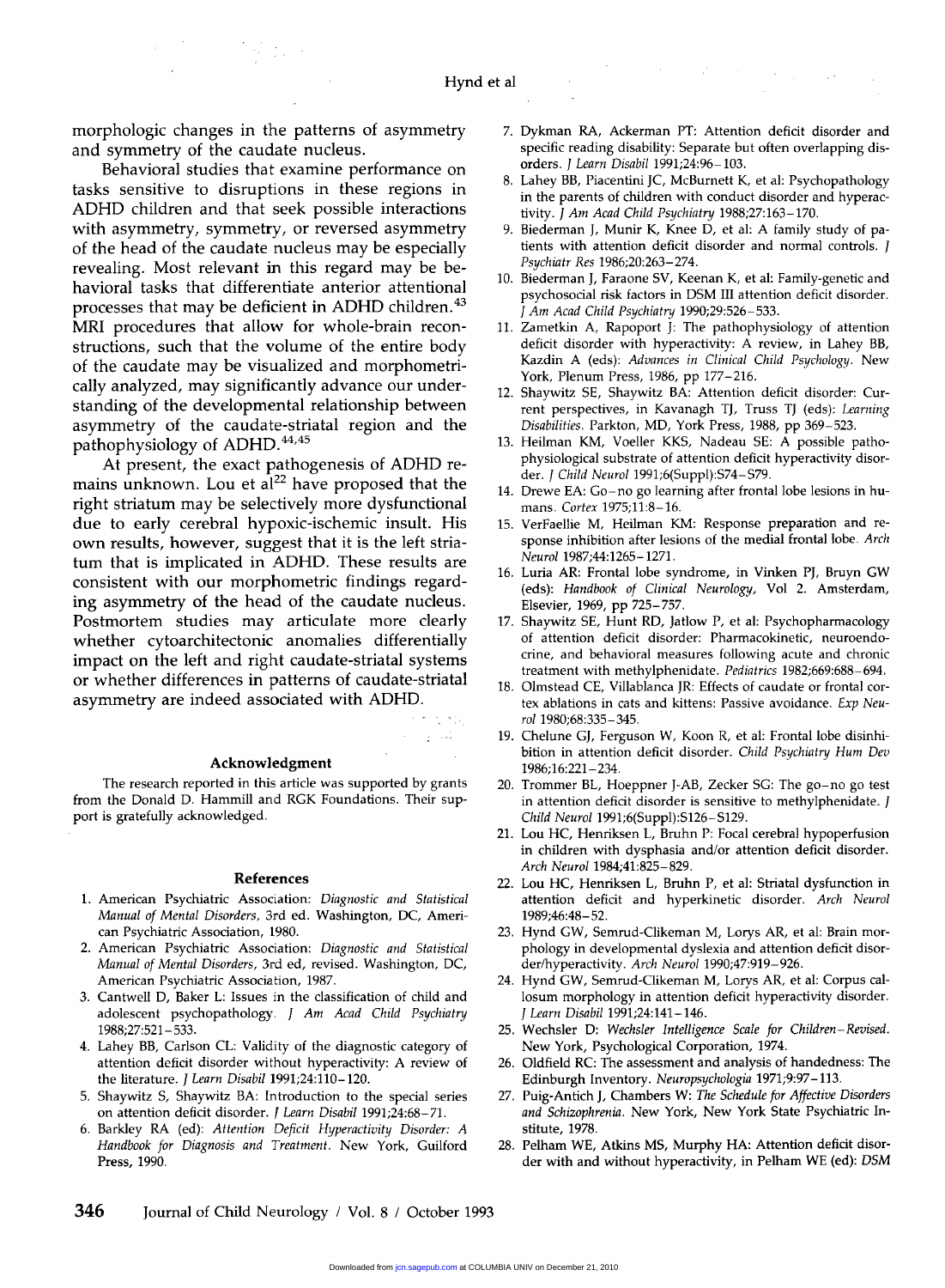morphologic changes in the patterns of asymmetry and symmetry of the caudate nucleus.

Behavioral studies that examine performance on tasks sensitive to disruptions in these regions in ADHD children and that seek possible interactions with asymmetry, symmetry, or reversed asymmetry of the head of the caudate nucleus may be especially revealing. Most relevant in this regard may be behavioral tasks that differentiate anterior attentional processes that may be deficient in ADHD children.[43] MRI procedures that allow for whole-brain reconstructions, such that the volume of the entire body of the caudate may be visualized and morphometrically analyzed, may significantly advance our understanding of the developmental relationship between asymmetry of the caudate-striatal region and the pathophysiology of ADHD.[44,45]

At present, the exact pathogenesis of ADHD remains unknown. Lou et al[22] have proposed that the right striatum may be selectively more dysfunctional due to early cerebral hypoxic-ischemic insult. His own results, however, suggest that it is the left striatum that is implicated in ADHD. These results are consistent with our morphometric findings regarding asymmetry of the head of the caudate nucleus. Postmortem studies may articulate more clearly whether cytoarchitectonic anomalies differentially impact on the left and right caudate-striatal systems or whether differences in patterns of caudate-striatal asymmetry are indeed associated with ADHD.

## Acknowledgment

The research reported in this article was supported by grants from the Donald D. Hammill and RGK Foundations. Their support is gratefully acknowledged.

## References

1. American Psychiatric Association: *Diagnostic and Statistical Manual of Mental Disorders*, 3rd ed. Washington, DC, American Psychiatric Association, 1980.
2. American Psychiatric Association: *Diagnostic and Statistical Manual of Mental Disorders*, 3rd ed, revised. Washington, DC, American Psychiatric Association, 1987.
3. Cantwell D, Baker L: Issues in the classification of child and adolescent psychopathology. *J Am Acad Child Psychiatry* 1988;27:521–533.
4. Lahey BB, Carlson CL: Validity of the diagnostic category of attention deficit disorder without hyperactivity: A review of the literature. *J Learn Disabil* 1991;24:110–120.
5. Shaywitz S, Shaywitz BA: Introduction to the special series on attention deficit disorder. *J Learn Disabil* 1991;24:68–71.
6. Barkley RA (ed): *Attention Deficit Hyperactivity Disorder: A Handbook for Diagnosis and Treatment*. New York, Guilford Press, 1990.
7. Dykman RA, Ackerman PT: Attention deficit disorder and specific reading disability: Separate but often overlapping disorders. *J Learn Disabil* 1991;24:96–103.
8. Lahey BB, Piacentini JC, McBurnett K, et al: Psychopathology in the parents of children with conduct disorder and hyperactivity. *J Am Acad Child Psychiatry* 1988;27:163–170.
9. Biederman J, Munir K, Knee D, et al: A family study of patients with attention deficit disorder and normal controls. *J Psychiatr Res* 1986;20:263–274.
10. Biederman J, Faraone SV, Keenan K, et al: Family-genetic and psychosocial risk factors in DSM III attention deficit disorder. *J Am Acad Child Psychiatry* 1990;29:526–533.
11. Zametkin A, Rapoport J: The pathophysiology of attention deficit disorder with hyperactivity: A review, in Lahey BB, Kazdin A (eds): *Advances in Clinical Child Psychology*. New York, Plenum Press, 1986, pp 177–216.
12. Shaywitz SE, Shaywitz BA: Attention deficit disorder: Current perspectives, in Kavanagh TJ, Truss TJ (eds): *Learning Disabilities*. Parkton, MD, York Press, 1988, pp 369–523.
13. Heilman KM, Voeller KKS, Nadeau SE: A possible pathophysiological substrate of attention deficit hyperactivity disorder. *J Child Neurol* 1991;6(Suppl):S74–S79.
14. Drewe EA: Go–no go learning after frontal lobe lesions in humans. *Cortex* 1975;11:8–16.
15. VerFaellie M, Heilman KM: Response preparation and response inhibition after lesions of the medial frontal lobe. *Arch Neurol* 1987;44:1265–1271.
16. Luria AR: Frontal lobe syndrome, in Vinken PJ, Bruyn GW (eds): *Handbook of Clinical Neurology*, Vol 2. Amsterdam, Elsevier, 1969, pp 725–757.
17. Shaywitz SE, Hunt RD, Jatlow P, et al: Psychopharmacology of attention deficit disorder: Pharmacokinetic, neuroendocrine, and behavioral measures following acute and chronic treatment with methylphenidate. *Pediatrics* 1982;669:688–694.
18. Olmstead CE, Villablanca JR: Effects of caudate or frontal cortex ablations in cats and kittens: Passive avoidance. *Exp Neurol* 1980;68:335–345.
19. Chelune GJ, Ferguson W, Koon R, et al: Frontal lobe disinhibition in attention deficit disorder. *Child Psychiatry Hum Dev* 1986;16:221–234.
20. Trommer BL, Hoeppner J-AB, Zecker SG: The go–no go test in attention deficit disorder is sensitive to methylphenidate. *J Child Neurol* 1991;6(Suppl):S126–S129.
21. Lou HC, Henriksen L, Bruhn P: Focal cerebral hypoperfusion in children with dysphasia and/or attention deficit disorder. *Arch Neurol* 1984;41:825–829.
22. Lou HC, Henriksen L, Bruhn P, et al: Striatal dysfunction in attention deficit and hyperkinetic disorder. *Arch Neurol* 1989;46:48–52.
23. Hynd GW, Semrud-Clikeman M, Lorys AR, et al: Brain morphology in developmental dyslexia and attention deficit disorder/hyperactivity. *Arch Neurol* 1990;47:919–926.
24. Hynd GW, Semrud-Clikeman M, Lorys AR, et al: Corpus callosum morphology in attention deficit hyperactivity disorder. *J Learn Disabil* 1991;24:141–146.
25. Wechsler D: *Wechsler Intelligence Scale for Children–Revised*. New York, Psychological Corporation, 1974.
26. Oldfield RC: The assessment and analysis of handedness: The Edinburgh Inventory. *Neuropsychologia* 1971;9:97–113.
27. Puig-Antich J, Chambers W: *The Schedule for Affective Disorders and Schizophrenia*. New York, New York State Psychiatric Institute, 1978.
28. Pelham WE, Atkins MS, Murphy HA: Attention deficit disorder with and without hyperactivity, in Pelham WE (ed): *DSM*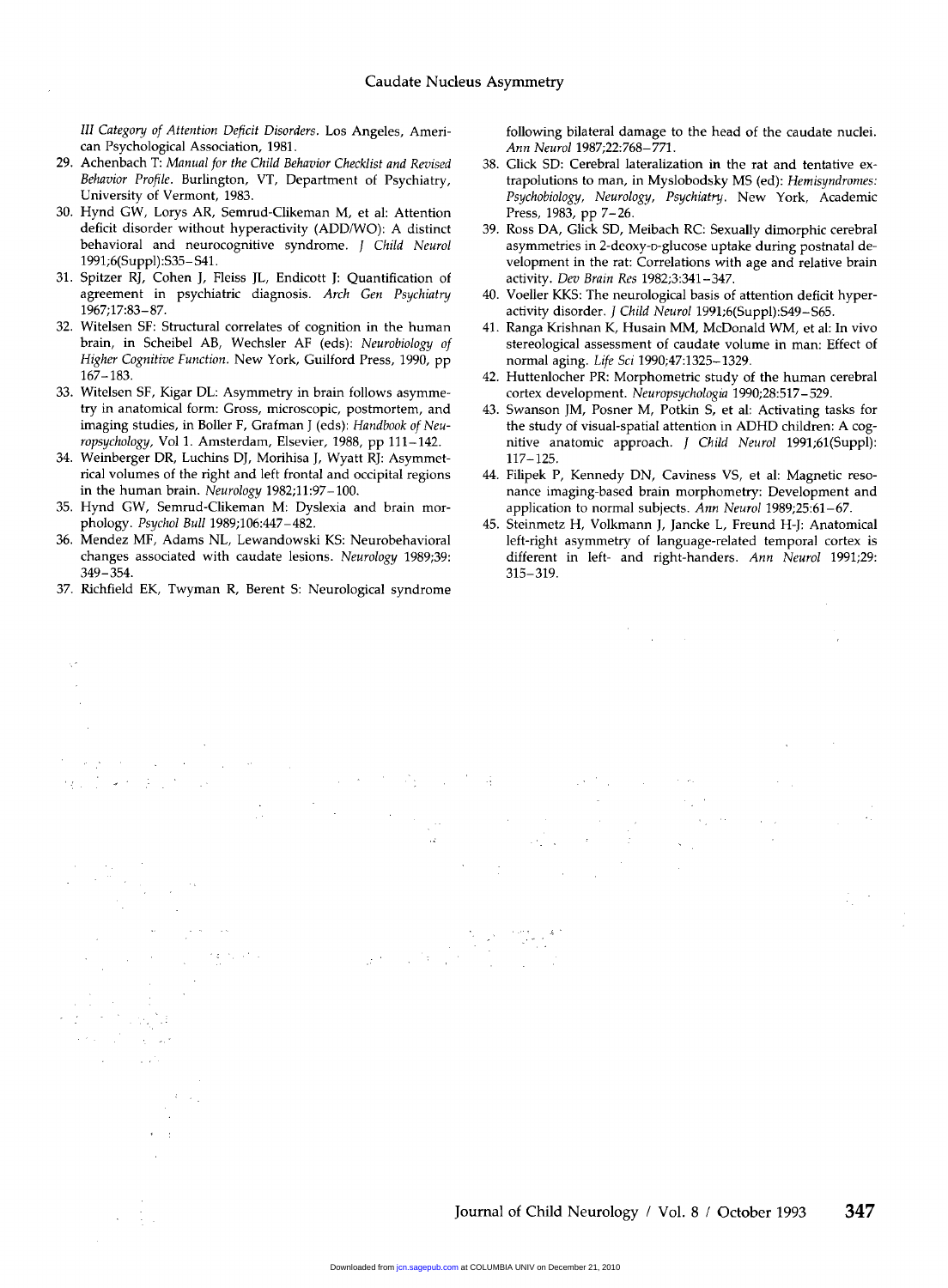*III Category of Attention Deficit Disorders*. Los Angeles, American Psychological Association, 1981.

29. Achenbach T: *Manual for the Child Behavior Checklist and Revised Behavior Profile*. Burlington, VT, Department of Psychiatry, University of Vermont, 1983.
30. Hynd GW, Lorys AR, Semrud-Clikeman M, et al: Attention deficit disorder without hyperactivity (ADD/WO): A distinct behavioral and neurocognitive syndrome. *J Child Neurol* 1991;6(Suppl):S35–S41.
31. Spitzer RJ, Cohen J, Fleiss JL, Endicott J: Quantification of agreement in psychiatric diagnosis. *Arch Gen Psychiatry* 1967;17:83–87.
32. Witelsen SF: Structural correlates of cognition in the human brain, in Scheibel AB, Wechsler AF (eds): *Neurobiology of Higher Cognitive Function*. New York, Guilford Press, 1990, pp 167–183.
33. Witelsen SF, Kigar DL: Asymmetry in brain follows asymmetry in anatomical form: Gross, microscopic, postmortem, and imaging studies, in Boller F, Grafman J (eds): *Handbook of Neuropsychology*, Vol 1. Amsterdam, Elsevier, 1988, pp 111–142.
34. Weinberger DR, Luchins DJ, Morihisa J, Wyatt RJ: Asymmetrical volumes of the right and left frontal and occipital regions in the human brain. *Neurology* 1982;11:97–100.
35. Hynd GW, Semrud-Clikeman M: Dyslexia and brain morphology. *Psychol Bull* 1989;106:447–482.
36. Mendez MF, Adams NL, Lewandowski KS: Neurobehavioral changes associated with caudate lesions. *Neurology* 1989;39: 349–354.
37. Richfield EK, Twyman R, Berent S: Neurological syndrome following bilateral damage to the head of the caudate nuclei. *Ann Neurol* 1987;22:768–771.
38. Glick SD: Cerebral lateralization in the rat and tentative extrapolutions to man, in Myslobodsky MS (ed): *Hemisyndromes: Psychobiology, Neurology, Psychiatry*. New York, Academic Press, 1983, pp 7–26.
39. Ross DA, Glick SD, Meibach RC: Sexually dimorphic cerebral asymmetries in 2-deoxy-D-glucose uptake during postnatal development in the rat: Correlations with age and relative brain activity. *Dev Brain Res* 1982;3:341–347.
40. Voeller KKS: The neurological basis of attention deficit hyperactivity disorder. *J Child Neurol* 1991;6(Suppl):S49–S65.
41. Ranga Krishnan K, Husain MM, McDonald WM, et al: In vivo stereological assessment of caudate volume in man: Effect of normal aging. *Life Sci* 1990;47:1325–1329.
42. Huttenlocher PR: Morphometric study of the human cerebral cortex development. *Neuropsychologia* 1990;28:517–529.
43. Swanson JM, Posner M, Potkin S, et al: Activating tasks for the study of visual-spatial attention in ADHD children: A cognitive anatomic approach. *J Child Neurol* 1991;61(Suppl): 117–125.
44. Filipek P, Kennedy DN, Caviness VS, et al: Magnetic resonance imaging-based brain morphometry: Development and application to normal subjects. *Ann Neurol* 1989;25:61–67.
45. Steinmetz H, Volkmann J, Jancke L, Freund H-J: Anatomical left-right asymmetry of language-related temporal cortex is different in left- and right-handers. *Ann Neurol* 1991;29: 315–319.